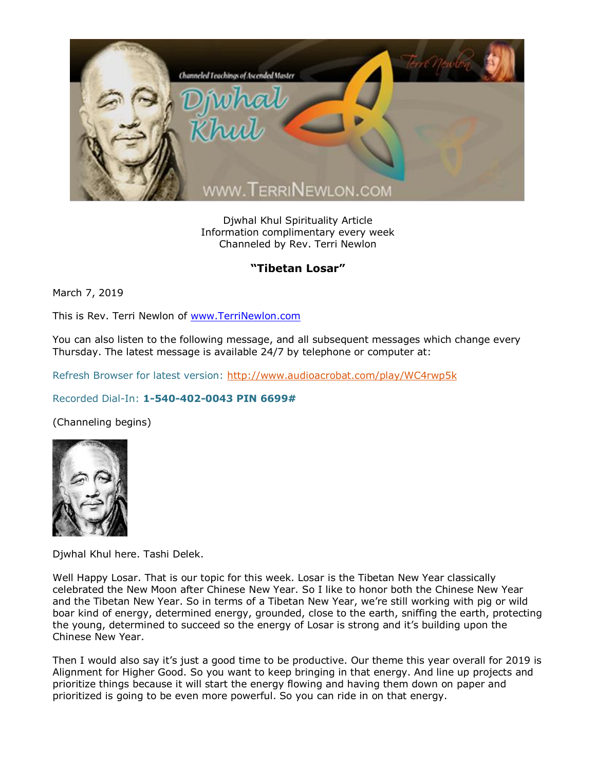Djwhal Khul Spirituality Article
Information complimentary every week
Channeled by Rev. Terri Newlon

**"Tibetan Losar"**

March 7, 2019

This is Rev. Terri Newlon of www.TerriNewlon.com

You can also listen to the following message, and all subsequent messages which change every Thursday. The latest message is available 24/7 by telephone or computer at:

Refresh Browser for latest version: http://www.audioacrobat.com/play/WC4rwp5k

Recorded Dial-In: **1-540-402-0043 PIN 6699#**

(Channeling begins)

Djwhal Khul here. Tashi Delek.

Well Happy Losar. That is our topic for this week. Losar is the Tibetan New Year classically celebrated the New Moon after Chinese New Year. So I like to honor both the Chinese New Year and the Tibetan New Year. So in terms of a Tibetan New Year, we're still working with pig or wild boar kind of energy, determined energy, grounded, close to the earth, sniffing the earth, protecting the young, determined to succeed so the energy of Losar is strong and it's building upon the Chinese New Year.

Then I would also say it's just a good time to be productive. Our theme this year overall for 2019 is Alignment for Higher Good. So you want to keep bringing in that energy. And line up projects and prioritize things because it will start the energy flowing and having them down on paper and prioritized is going to be even more powerful. So you can ride in on that energy.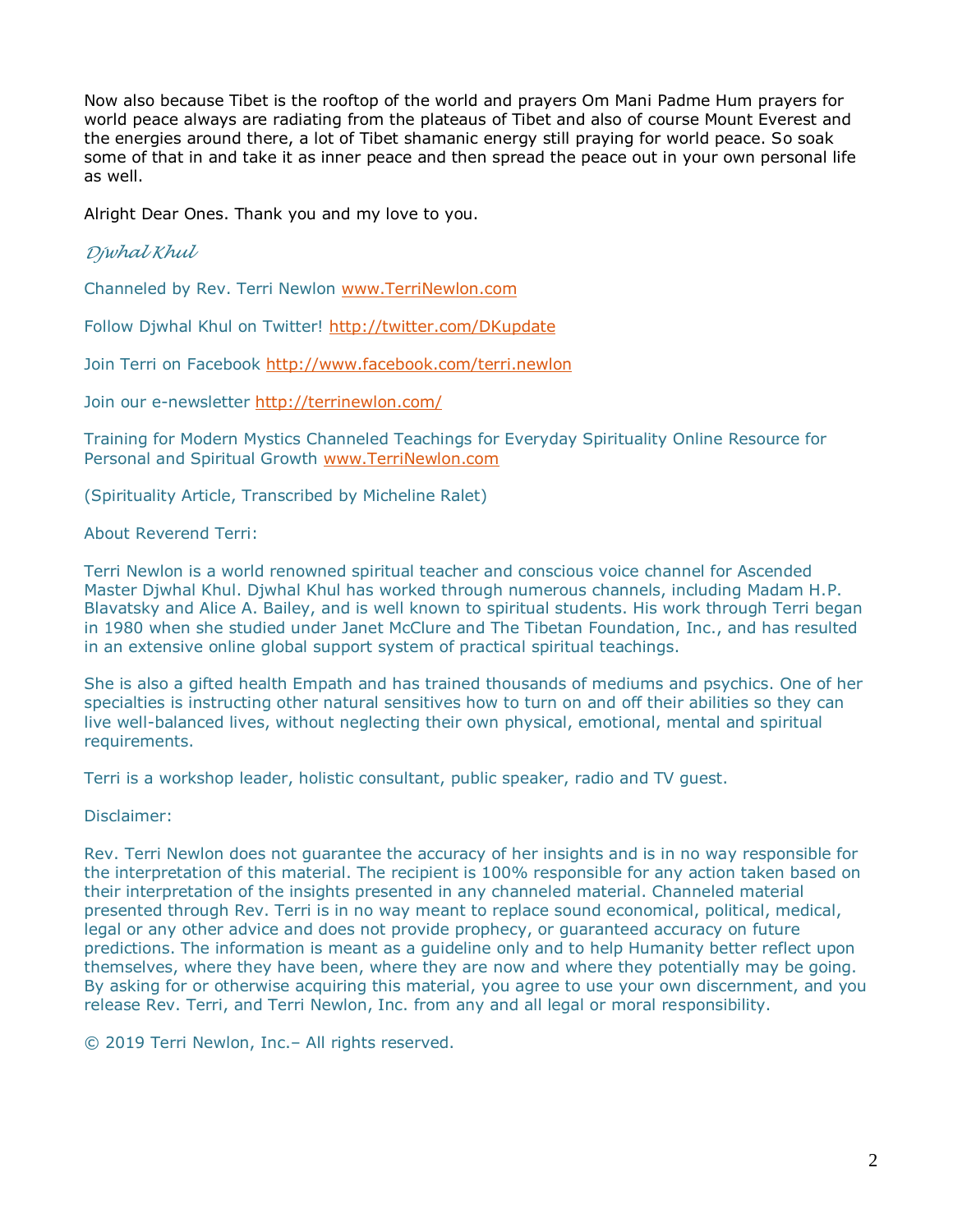Now also because Tibet is the rooftop of the world and prayers Om Mani Padme Hum prayers for world peace always are radiating from the plateaus of Tibet and also of course Mount Everest and the energies around there, a lot of Tibet shamanic energy still praying for world peace. So soak some of that in and take it as inner peace and then spread the peace out in your own personal life as well.

Alright Dear Ones. Thank you and my love to you.

*Djwhal Khul*

Channeled by Rev. Terri Newlon www.TerriNewlon.com

Follow Djwhal Khul on Twitter! http://twitter.com/DKupdate

Join Terri on Facebook http://www.facebook.com/terri.newlon

Join our e-newsletter http://terrinewlon.com/

Training for Modern Mystics Channeled Teachings for Everyday Spirituality Online Resource for Personal and Spiritual Growth www.TerriNewlon.com

(Spirituality Article, Transcribed by Micheline Ralet)

About Reverend Terri:

Terri Newlon is a world renowned spiritual teacher and conscious voice channel for Ascended Master Djwhal Khul. Djwhal Khul has worked through numerous channels, including Madam H.P. Blavatsky and Alice A. Bailey, and is well known to spiritual students. His work through Terri began in 1980 when she studied under Janet McClure and The Tibetan Foundation, Inc., and has resulted in an extensive online global support system of practical spiritual teachings.

She is also a gifted health Empath and has trained thousands of mediums and psychics. One of her specialties is instructing other natural sensitives how to turn on and off their abilities so they can live well-balanced lives, without neglecting their own physical, emotional, mental and spiritual requirements.

Terri is a workshop leader, holistic consultant, public speaker, radio and TV guest.

Disclaimer:

Rev. Terri Newlon does not guarantee the accuracy of her insights and is in no way responsible for the interpretation of this material. The recipient is 100% responsible for any action taken based on their interpretation of the insights presented in any channeled material. Channeled material presented through Rev. Terri is in no way meant to replace sound economical, political, medical, legal or any other advice and does not provide prophecy, or guaranteed accuracy on future predictions. The information is meant as a guideline only and to help Humanity better reflect upon themselves, where they have been, where they are now and where they potentially may be going. By asking for or otherwise acquiring this material, you agree to use your own discernment, and you release Rev. Terri, and Terri Newlon, Inc. from any and all legal or moral responsibility.

© 2019 Terri Newlon, Inc.– All rights reserved.